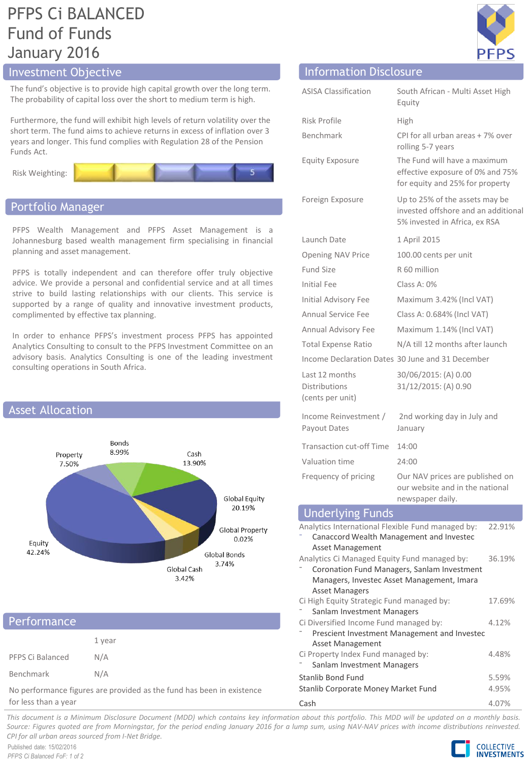# PFPS Ci BALANCED Fund of Funds January 2016

## Investment Objective

The fund's objective is to provide high capital growth over the long term. The probability of capital loss over the short to medium term is high.

Furthermore, the fund will exhibit high levels of return volatility over the short term. The fund aims to achieve returns in excess of inflation over 3 years and longer. This fund complies with Regulation 28 of the Pension Funds Act.

Risk Weighting: 5

## Portfolio Manager

PFPS Wealth Management and PFPS Asset Management is a Johannesburg based wealth management firm specialising in financial planning and asset management.

PFPS is totally independent and can therefore offer truly objective advice. We provide a personal and confidential service and at all times strive to build lasting relationships with our clients. This service is supported by a range of quality and innovative investment products, complimented by effective tax planning.

In order to enhance PFPS's investment process PFPS has appointed Analytics Consulting to consult to the PFPS Investment Committee on an advisory basis. Analytics Consulting is one of the leading investment consulting operations in South Africa.

## Asset Allocation

| Asset Class | Allocation |
|---|---|
| Equity | 42.24% |
| Property | 7.50% |
| Bonds | 8.99% |
| Cash | 13.90% |
| Global Equity | 20.19% |
| Global Property | 0.02% |
| Global Bonds | 3.74% |
| Global Cash | 3.42% |

## Performance

| | 1 year |
|---|---|
| PFPS Ci Balanced | N/A |
| Benchmark | N/A |

No performance figures are provided as the fund has been in existence for less than a year

## Information Disclosure

| | |
|---|---|
| ASISA Classification | South African - Multi Asset High Equity |
| Risk Profile | High |
| Benchmark | CPI for all urban areas + 7% over rolling 5-7 years |
| Equity Exposure | The Fund will have a maximum effective exposure of 0% and 75% for equity and 25% for property |
| Foreign Exposure | Up to 25% of the assets may be invested offshore and an additional 5% invested in Africa, ex RSA |
| Launch Date | 1 April 2015 |
| Opening NAV Price | 100.00 cents per unit |
| Fund Size | R 60 million |
| Initial Fee | Class A: 0% |
| Initial Advisory Fee | Maximum 3.42% (Incl VAT) |
| Annual Service Fee | Class A: 0.684% (Incl VAT) |
| Annual Advisory Fee | Maximum 1.14% (Incl VAT) |
| Total Expense Ratio | N/A till 12 months after launch |
| Income Declaration Dates | 30 June and 31 December |
| Last 12 months Distributions (cents per unit) | 30/06/2015: (A) 0.00<br>31/12/2015: (A) 0.90 |
| Income Reinvestment / Payout Dates | 2nd working day in July and January |
| Transaction cut-off Time | 14:00 |
| Valuation time | 24:00 |
| Frequency of pricing | Our NAV prices are published on our website and in the national newspaper daily. |

## Underlying Funds

| Fund | Weight |
|---|---|
| Analytics International Flexible Fund managed by:<br>- Canaccord Wealth Management and Investec Asset Management | 22.91% |
| Analytics Ci Managed Equity Fund managed by:<br>- Coronation Fund Managers, Sanlam Investment Managers, Investec Asset Management, Imara Asset Managers | 36.19% |
| Ci High Equity Strategic Fund managed by:<br>- Sanlam Investment Managers | 17.69% |
| Ci Diversified Income Fund managed by:<br>- Prescient Investment Management and Investec Asset Management | 4.12% |
| Ci Property Index Fund managed by:<br>- Sanlam Investment Managers | 4.48% |
| Stanlib Bond Fund | 5.59% |
| Stanlib Corporate Money Market Fund | 4.95% |
| Cash | 4.07% |

*This document is a Minimum Disclosure Document (MDD) which contains key information about this portfolio. This MDD will be updated on a monthly basis. Source: Figures quoted are from Morningstar, for the period ending January 2016 for a lump sum, using NAV-NAV prices with income distributions reinvested. CPI for all urban areas sourced from I-Net Bridge.*

Published date: 15/02/2016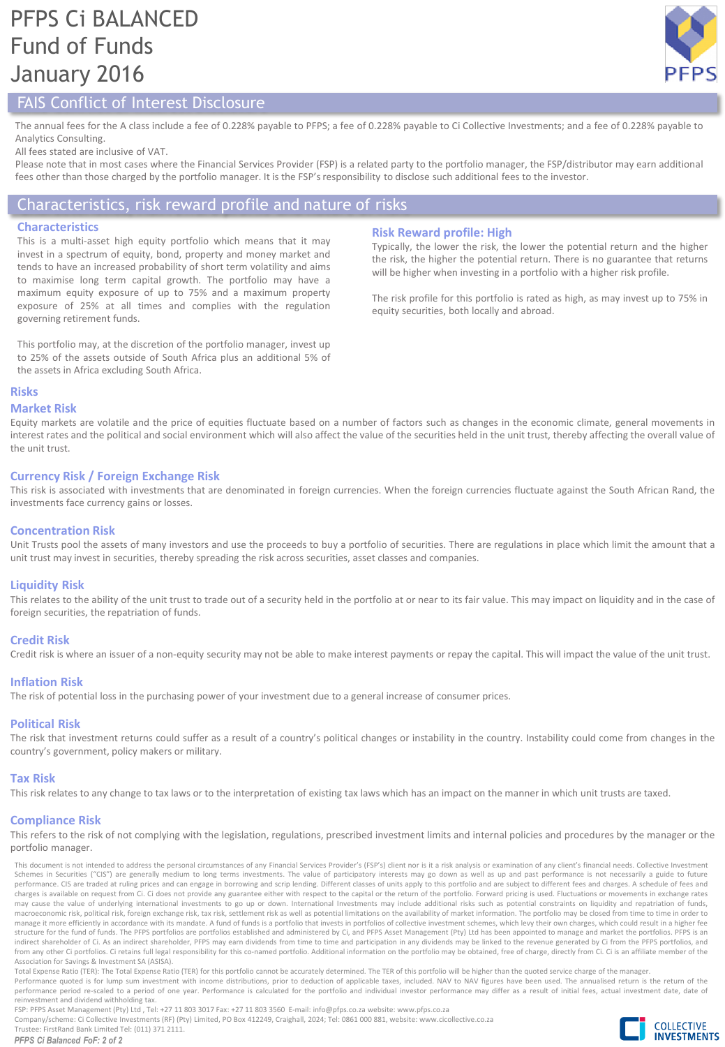# PFPS Ci BALANCED Fund of Funds January 2016

## FAIS Conflict of Interest Disclosure

The annual fees for the A class include a fee of 0.228% payable to PFPS; a fee of 0.228% payable to Ci Collective Investments; and a fee of 0.228% payable to Analytics Consulting.

All fees stated are inclusive of VAT.

Please note that in most cases where the Financial Services Provider (FSP) is a related party to the portfolio manager, the FSP/distributor may earn additional fees other than those charged by the portfolio manager. It is the FSP's responsibility to disclose such additional fees to the investor.

## Characteristics, risk reward profile and nature of risks

### Characteristics

This is a multi-asset high equity portfolio which means that it may invest in a spectrum of equity, bond, property and money market and tends to have an increased probability of short term volatility and aims to maximise long term capital growth. The portfolio may have a maximum equity exposure of up to 75% and a maximum property exposure of 25% at all times and complies with the regulation governing retirement funds.

This portfolio may, at the discretion of the portfolio manager, invest up to 25% of the assets outside of South Africa plus an additional 5% of the assets in Africa excluding South Africa.

### Risk Reward profile: High

Typically, the lower the risk, the lower the potential return and the higher the risk, the higher the potential return. There is no guarantee that returns will be higher when investing in a portfolio with a higher risk profile.

The risk profile for this portfolio is rated as high, as may invest up to 75% in equity securities, both locally and abroad.

### Risks

### Market Risk

Equity markets are volatile and the price of equities fluctuate based on a number of factors such as changes in the economic climate, general movements in interest rates and the political and social environment which will also affect the value of the securities held in the unit trust, thereby affecting the overall value of the unit trust.

### Currency Risk / Foreign Exchange Risk

This risk is associated with investments that are denominated in foreign currencies. When the foreign currencies fluctuate against the South African Rand, the investments face currency gains or losses.

### Concentration Risk

Unit Trusts pool the assets of many investors and use the proceeds to buy a portfolio of securities. There are regulations in place which limit the amount that a unit trust may invest in securities, thereby spreading the risk across securities, asset classes and companies.

### Liquidity Risk

This relates to the ability of the unit trust to trade out of a security held in the portfolio at or near to its fair value. This may impact on liquidity and in the case of foreign securities, the repatriation of funds.

### Credit Risk

Credit risk is where an issuer of a non-equity security may not be able to make interest payments or repay the capital. This will impact the value of the unit trust.

### Inflation Risk

The risk of potential loss in the purchasing power of your investment due to a general increase of consumer prices.

### Political Risk

The risk that investment returns could suffer as a result of a country's political changes or instability in the country. Instability could come from changes in the country's government, policy makers or military.

### Tax Risk

This risk relates to any change to tax laws or to the interpretation of existing tax laws which has an impact on the manner in which unit trusts are taxed.

### Compliance Risk

This refers to the risk of not complying with the legislation, regulations, prescribed investment limits and internal policies and procedures by the manager or the portfolio manager.

This document is not intended to address the personal circumstances of any Financial Services Provider's (FSP's) client nor is it a risk analysis or examination of any client's financial needs. Collective Investment Schemes in Securities ("CIS") are generally medium to long terms investments. The value of participatory interests may go down as well as up and past performance is not necessarily a guide to future performance. CIS are traded at ruling prices and can engage in borrowing and scrip lending. Different classes of units apply to this portfolio and are subject to different fees and charges. A schedule of fees and charges is available on request from Ci. Ci does not provide any guarantee either with respect to the capital or the return of the portfolio. Forward pricing is used. Fluctuations or movements in exchange rates may cause the value of underlying international investments to go up or down. International Investments may include additional risks such as potential constraints on liquidity and repatriation of funds, macroeconomic risk, political risk, foreign exchange risk, tax risk, settlement risk as well as potential limitations on the availability of market information. The portfolio may be closed from time to time in order to manage it more efficiently in accordance with its mandate. A fund of funds is a portfolio that invests in portfolios of collective investment schemes, which levy their own charges, which could result in a higher fee structure for the fund of funds. The PFPS portfolios are portfolios established and administered by Ci, and PFPS Asset Management (Pty) Ltd has been appointed to manage and market the portfolios. PFPS is an indirect shareholder of Ci. As an indirect shareholder, PFPS may earn dividends from time to time and participation in any dividends may be linked to the revenue generated by Ci from the PFPS portfolios, and from any other Ci portfolios. Ci retains full legal responsibility for this co-named portfolio. Additional information on the portfolio may be obtained, free of charge, directly from Ci. Ci is an affiliate member of the Association for Savings & Investment SA (ASISA).

Total Expense Ratio (TER): The Total Expense Ratio (TER) for this portfolio cannot be accurately determined. The TER of this portfolio will be higher than the quoted service charge of the manager.

Performance quoted is for lump sum investment with income distributions, prior to deduction of applicable taxes, included. NAV to NAV figures have been used. The annualised return is the return of the performance period re-scaled to a period of one year. Performance is calculated for the portfolio and individual investor performance may differ as a result of initial fees, actual investment date, date of reinvestment and dividend withholding tax.

FSP: PFPS Asset Management (Pty) Ltd , Tel: +27 11 803 3017 Fax: +27 11 803 3560 E-mail: info@pfps.co.za website: www.pfps.co.za

Company/scheme: Ci Collective Investments (RF) (Pty) Limited, PO Box 412249, Craighall, 2024; Tel: 0861 000 881, website: www.cicollective.co.za

Trustee: FirstRand Bank Limited Tel: (011) 371 2111.